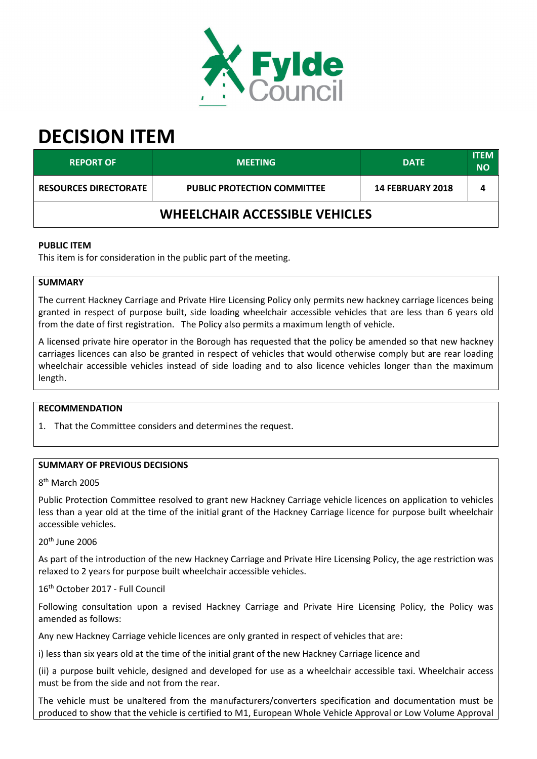Fylde Council

# DECISION ITEM

| REPORT OF | MEETING | DATE | ITEM NO |
|---|---|---|---|
| RESOURCES DIRECTORATE | PUBLIC PROTECTION COMMITTEE | 14 FEBRUARY 2018 | 4 |

## WHEELCHAIR ACCESSIBLE VEHICLES

**PUBLIC ITEM**

This item is for consideration in the public part of the meeting.

**SUMMARY**

The current Hackney Carriage and Private Hire Licensing Policy only permits new hackney carriage licences being granted in respect of purpose built, side loading wheelchair accessible vehicles that are less than 6 years old from the date of first registration. The Policy also permits a maximum length of vehicle.

A licensed private hire operator in the Borough has requested that the policy be amended so that new hackney carriages licences can also be granted in respect of vehicles that would otherwise comply but are rear loading wheelchair accessible vehicles instead of side loading and to also licence vehicles longer than the maximum length.

**RECOMMENDATION**

1. That the Committee considers and determines the request.

**SUMMARY OF PREVIOUS DECISIONS**

8th March 2005

Public Protection Committee resolved to grant new Hackney Carriage vehicle licences on application to vehicles less than a year old at the time of the initial grant of the Hackney Carriage licence for purpose built wheelchair accessible vehicles.

20th June 2006

As part of the introduction of the new Hackney Carriage and Private Hire Licensing Policy, the age restriction was relaxed to 2 years for purpose built wheelchair accessible vehicles.

16th October 2017 - Full Council

Following consultation upon a revised Hackney Carriage and Private Hire Licensing Policy, the Policy was amended as follows:

Any new Hackney Carriage vehicle licences are only granted in respect of vehicles that are:

i) less than six years old at the time of the initial grant of the new Hackney Carriage licence and

(ii) a purpose built vehicle, designed and developed for use as a wheelchair accessible taxi. Wheelchair access must be from the side and not from the rear.

The vehicle must be unaltered from the manufacturers/converters specification and documentation must be produced to show that the vehicle is certified to M1, European Whole Vehicle Approval or Low Volume Approval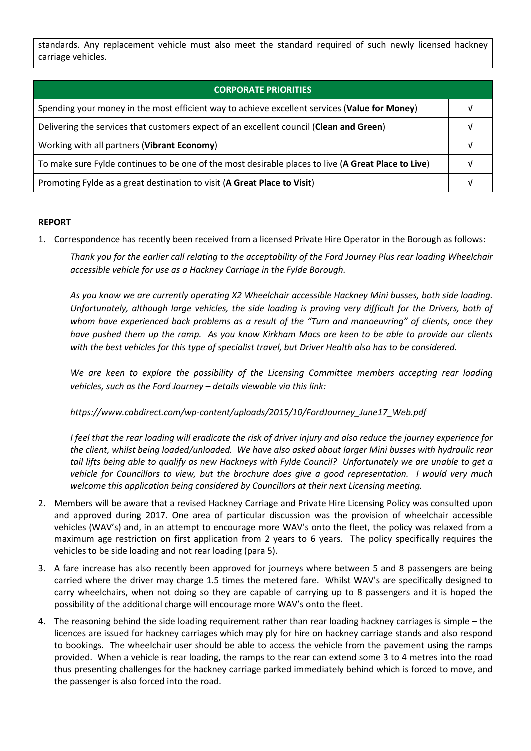standards. Any replacement vehicle must also meet the standard required of such newly licensed hackney carriage vehicles.

| CORPORATE PRIORITIES | |
|---|---|
| Spending your money in the most efficient way to achieve excellent services (**Value for Money**) | √ |
| Delivering the services that customers expect of an excellent council (**Clean and Green**) | √ |
| Working with all partners (**Vibrant Economy**) | √ |
| To make sure Fylde continues to be one of the most desirable places to live (**A Great Place to Live**) | √ |
| Promoting Fylde as a great destination to visit (**A Great Place to Visit**) | √ |

**REPORT**

1. Correspondence has recently been received from a licensed Private Hire Operator in the Borough as follows:

   *Thank you for the earlier call relating to the acceptability of the Ford Journey Plus rear loading Wheelchair accessible vehicle for use as a Hackney Carriage in the Fylde Borough.*

   *As you know we are currently operating X2 Wheelchair accessible Hackney Mini busses, both side loading. Unfortunately, although large vehicles, the side loading is proving very difficult for the Drivers, both of whom have experienced back problems as a result of the "Turn and manoeuvring" of clients, once they have pushed them up the ramp. As you know Kirkham Macs are keen to be able to provide our clients with the best vehicles for this type of specialist travel, but Driver Health also has to be considered.*

   *We are keen to explore the possibility of the Licensing Committee members accepting rear loading vehicles, such as the Ford Journey – details viewable via this link:*

   *https://www.cabdirect.com/wp-content/uploads/2015/10/FordJourney_June17_Web.pdf*

   *I feel that the rear loading will eradicate the risk of driver injury and also reduce the journey experience for the client, whilst being loaded/unloaded. We have also asked about larger Mini busses with hydraulic rear tail lifts being able to qualify as new Hackneys with Fylde Council? Unfortunately we are unable to get a vehicle for Councillors to view, but the brochure does give a good representation. I would very much welcome this application being considered by Councillors at their next Licensing meeting.*

2. Members will be aware that a revised Hackney Carriage and Private Hire Licensing Policy was consulted upon and approved during 2017. One area of particular discussion was the provision of wheelchair accessible vehicles (WAV's) and, in an attempt to encourage more WAV's onto the fleet, the policy was relaxed from a maximum age restriction on first application from 2 years to 6 years. The policy specifically requires the vehicles to be side loading and not rear loading (para 5).

3. A fare increase has also recently been approved for journeys where between 5 and 8 passengers are being carried where the driver may charge 1.5 times the metered fare. Whilst WAV's are specifically designed to carry wheelchairs, when not doing so they are capable of carrying up to 8 passengers and it is hoped the possibility of the additional charge will encourage more WAV's onto the fleet.

4. The reasoning behind the side loading requirement rather than rear loading hackney carriages is simple – the licences are issued for hackney carriages which may ply for hire on hackney carriage stands and also respond to bookings. The wheelchair user should be able to access the vehicle from the pavement using the ramps provided. When a vehicle is rear loading, the ramps to the rear can extend some 3 to 4 metres into the road thus presenting challenges for the hackney carriage parked immediately behind which is forced to move, and the passenger is also forced into the road.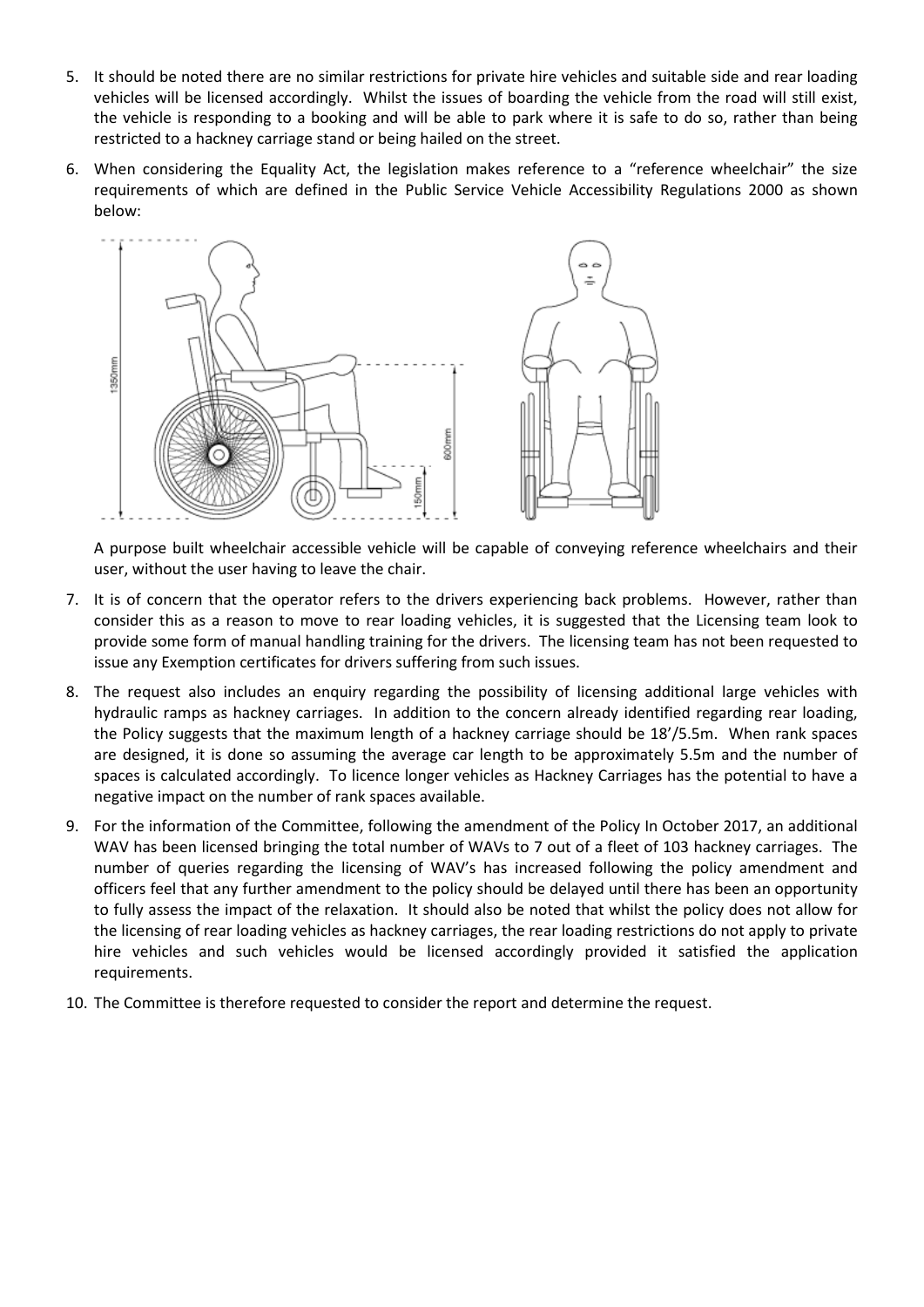5. It should be noted there are no similar restrictions for private hire vehicles and suitable side and rear loading vehicles will be licensed accordingly. Whilst the issues of boarding the vehicle from the road will still exist, the vehicle is responding to a booking and will be able to park where it is safe to do so, rather than being restricted to a hackney carriage stand or being hailed on the street.

6. When considering the Equality Act, the legislation makes reference to a "reference wheelchair" the size requirements of which are defined in the Public Service Vehicle Accessibility Regulations 2000 as shown below:

   A purpose built wheelchair accessible vehicle will be capable of conveying reference wheelchairs and their user, without the user having to leave the chair.

7. It is of concern that the operator refers to the drivers experiencing back problems. However, rather than consider this as a reason to move to rear loading vehicles, it is suggested that the Licensing team look to provide some form of manual handling training for the drivers. The licensing team has not been requested to issue any Exemption certificates for drivers suffering from such issues.

8. The request also includes an enquiry regarding the possibility of licensing additional large vehicles with hydraulic ramps as hackney carriages. In addition to the concern already identified regarding rear loading, the Policy suggests that the maximum length of a hackney carriage should be 18'/5.5m. When rank spaces are designed, it is done so assuming the average car length to be approximately 5.5m and the number of spaces is calculated accordingly. To licence longer vehicles as Hackney Carriages has the potential to have a negative impact on the number of rank spaces available.

9. For the information of the Committee, following the amendment of the Policy In October 2017, an additional WAV has been licensed bringing the total number of WAVs to 7 out of a fleet of 103 hackney carriages. The number of queries regarding the licensing of WAV's has increased following the policy amendment and officers feel that any further amendment to the policy should be delayed until there has been an opportunity to fully assess the impact of the relaxation. It should also be noted that whilst the policy does not allow for the licensing of rear loading vehicles as hackney carriages, the rear loading restrictions do not apply to private hire vehicles and such vehicles would be licensed accordingly provided it satisfied the application requirements.

10. The Committee is therefore requested to consider the report and determine the request.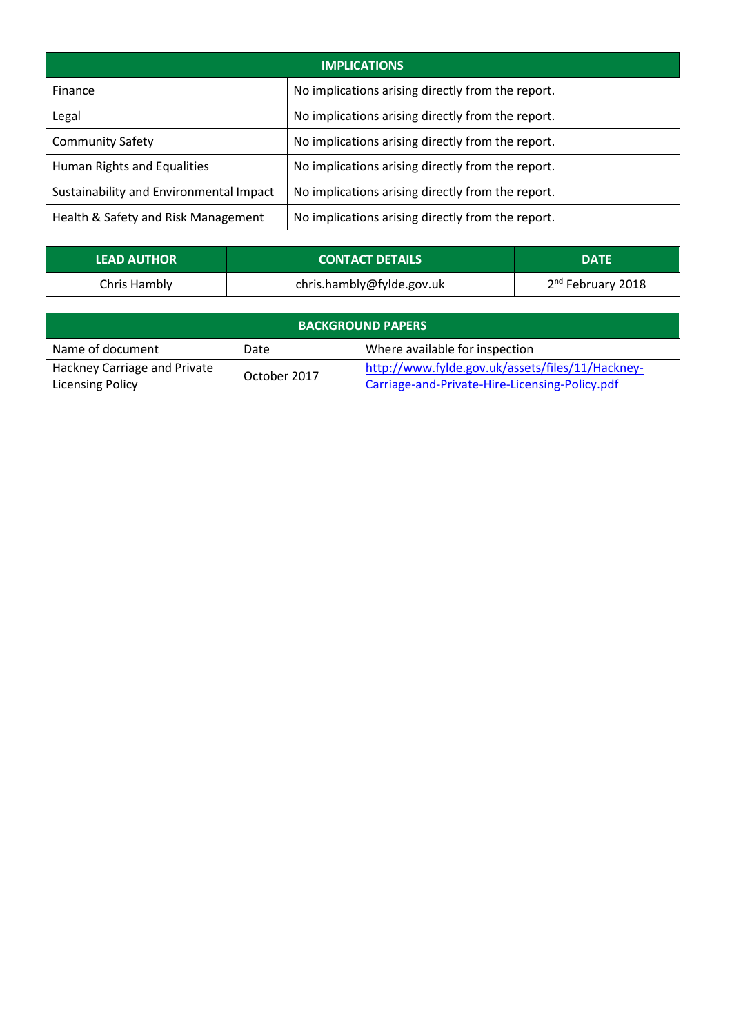| IMPLICATIONS | |
| --- | --- |
| Finance | No implications arising directly from the report. |
| Legal | No implications arising directly from the report. |
| Community Safety | No implications arising directly from the report. |
| Human Rights and Equalities | No implications arising directly from the report. |
| Sustainability and Environmental Impact | No implications arising directly from the report. |
| Health & Safety and Risk Management | No implications arising directly from the report. |

| LEAD AUTHOR | CONTACT DETAILS | DATE |
| --- | --- | --- |
| Chris Hambly | chris.hambly@fylde.gov.uk | 2nd February 2018 |

| BACKGROUND PAPERS | | |
| --- | --- | --- |
| Name of document | Date | Where available for inspection |
| Hackney Carriage and Private Licensing Policy | October 2017 | [http://www.fylde.gov.uk/assets/files/11/Hackney-Carriage-and-Private-Hire-Licensing-Policy.pdf](http://www.fylde.gov.uk/assets/files/11/Hackney-Carriage-and-Private-Hire-Licensing-Policy.pdf) |